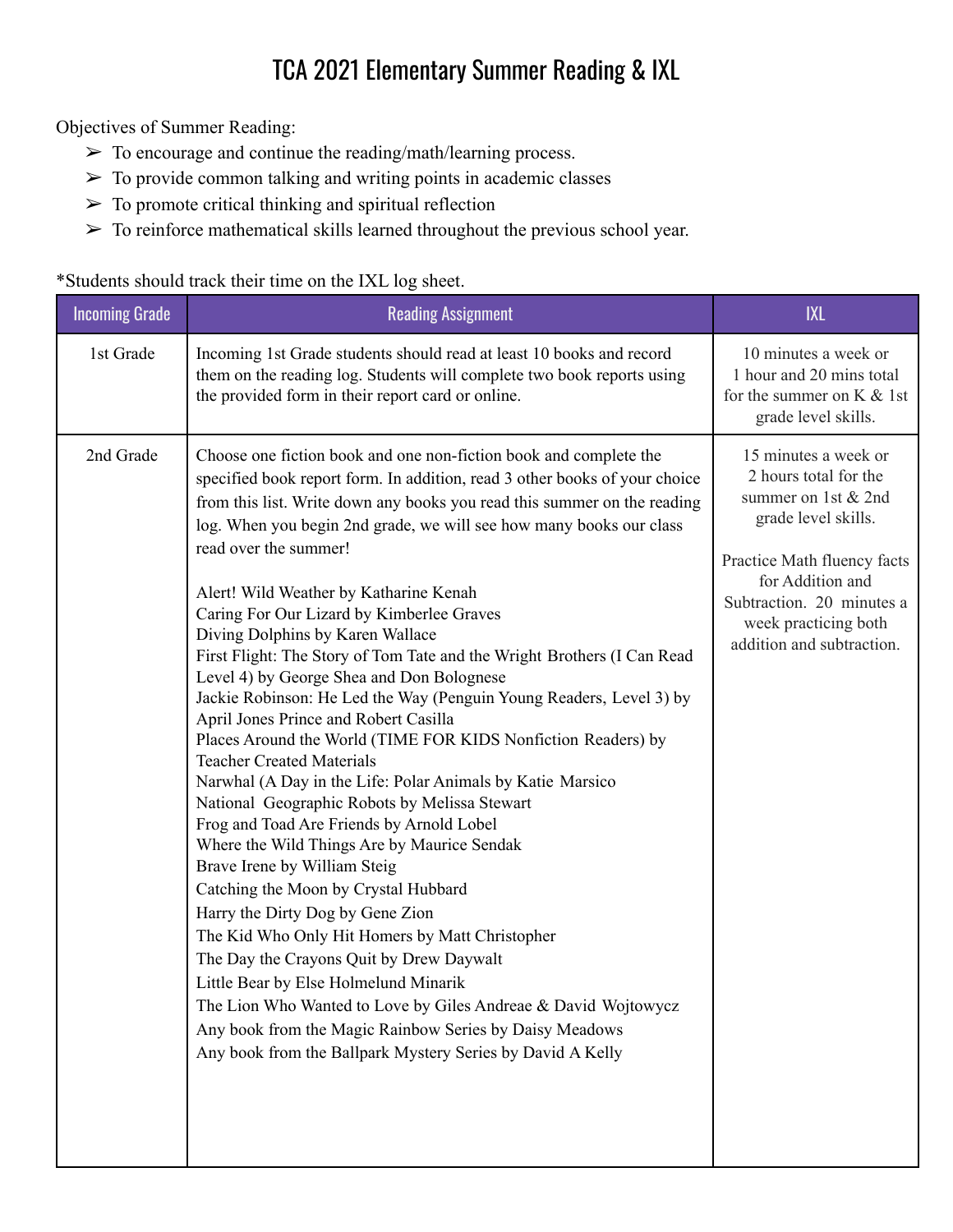# TCA 2021 Elementary Summer Reading & IXL

Objectives of Summer Reading:

- ➢ To encourage and continue the reading/math/learning process.
- ➢ To provide common talking and writing points in academic classes
- ➢ To promote critical thinking and spiritual reflection
- ➢ To reinforce mathematical skills learned throughout the previous school year.

*Students should track their time on the IXL log sheet.

| Incoming Grade | Reading Assignment | IXL |
|---|---|---|
| 1st Grade | Incoming 1st Grade students should read at least 10 books and record them on the reading log. Students will complete two book reports using the provided form in their report card or online. | 10 minutes a week or 1 hour and 20 mins total for the summer on K & 1st grade level skills. |
| 2nd Grade | Choose one fiction book and one non-fiction book and complete the specified book report form. In addition, read 3 other books of your choice from this list. Write down any books you read this summer on the reading log. When you begin 2nd grade, we will see how many books our class read over the summer!<br><br>Alert! Wild Weather by Katharine Kenah<br>Caring For Our Lizard by Kimberlee Graves<br>Diving Dolphins by Karen Wallace<br>First Flight: The Story of Tom Tate and the Wright Brothers (I Can Read Level 4) by George Shea and Don Bolognese<br>Jackie Robinson: He Led the Way (Penguin Young Readers, Level 3) by April Jones Prince and Robert Casilla<br>Places Around the World (TIME FOR KIDS Nonfiction Readers) by Teacher Created Materials<br>Narwhal (A Day in the Life: Polar Animals by Katie Marsico<br>National Geographic Robots by Melissa Stewart<br>Frog and Toad Are Friends by Arnold Lobel<br>Where the Wild Things Are by Maurice Sendak<br>Brave Irene by William Steig<br>Catching the Moon by Crystal Hubbard<br>Harry the Dirty Dog by Gene Zion<br>The Kid Who Only Hit Homers by Matt Christopher<br>The Day the Crayons Quit by Drew Daywalt<br>Little Bear by Else Holmelund Minarik<br>The Lion Who Wanted to Love by Giles Andreae & David Wojtowycz<br>Any book from the Magic Rainbow Series by Daisy Meadows<br>Any book from the Ballpark Mystery Series by David A Kelly | 15 minutes a week or 2 hours total for the summer on 1st & 2nd grade level skills.<br><br>Practice Math fluency facts for Addition and Subtraction. 20 minutes a week practicing both addition and subtraction. |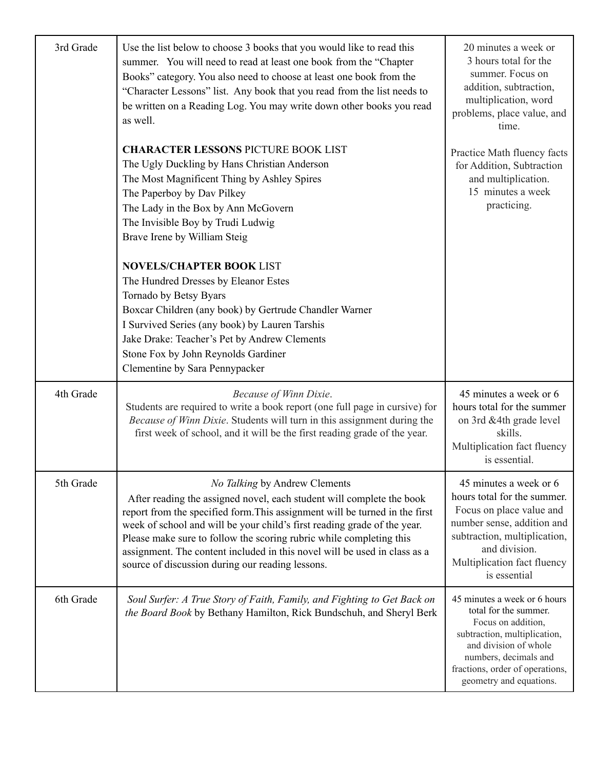| | | |
|---|---|---|
| 3rd Grade | Use the list below to choose 3 books that you would like to read this summer. You will need to read at least one book from the "Chapter Books" category. You also need to choose at least one book from the "Character Lessons" list. Any book that you read from the list needs to be written on a Reading Log. You may write down other books you read as well.<br><br>**CHARACTER LESSONS** PICTURE BOOK LIST<br>The Ugly Duckling by Hans Christian Anderson<br>The Most Magnificent Thing by Ashley Spires<br>The Paperboy by Dav Pilkey<br>The Lady in the Box by Ann McGovern<br>The Invisible Boy by Trudi Ludwig<br>Brave Irene by William Steig<br><br>**NOVELS/CHAPTER BOOK** LIST<br>The Hundred Dresses by Eleanor Estes<br>Tornado by Betsy Byars<br>Boxcar Children (any book) by Gertrude Chandler Warner<br>I Survived Series (any book) by Lauren Tarshis<br>Jake Drake: Teacher's Pet by Andrew Clements<br>Stone Fox by John Reynolds Gardiner<br>Clementine by Sara Pennypacker | 20 minutes a week or 3 hours total for the summer. Focus on addition, subtraction, multiplication, word problems, place value, and time.<br><br>Practice Math fluency facts for Addition, Subtraction and multiplication. 15 minutes a week practicing. |
| 4th Grade | *Because of Winn Dixie*.<br>Students are required to write a book report (one full page in cursive) for *Because of Winn Dixie*. Students will turn in this assignment during the first week of school, and it will be the first reading grade of the year. | 45 minutes a week or 6 hours total for the summer on 3rd &4th grade level skills.<br>Multiplication fact fluency is essential. |
| 5th Grade | *No Talking* by Andrew Clements<br>After reading the assigned novel, each student will complete the book report from the specified form.This assignment will be turned in the first week of school and will be your child's first reading grade of the year. Please make sure to follow the scoring rubric while completing this assignment. The content included in this novel will be used in class as a source of discussion during our reading lessons. | 45 minutes a week or 6 hours total for the summer. Focus on place value and number sense, addition and subtraction, multiplication, and division.<br>Multiplication fact fluency is essential |
| 6th Grade | *Soul Surfer: A True Story of Faith, Family, and Fighting to Get Back on the Board Book* by Bethany Hamilton, Rick Bundschuh, and Sheryl Berk | 45 minutes a week or 6 hours total for the summer. Focus on addition, subtraction, multiplication, and division of whole numbers, decimals and fractions, order of operations, geometry and equations. |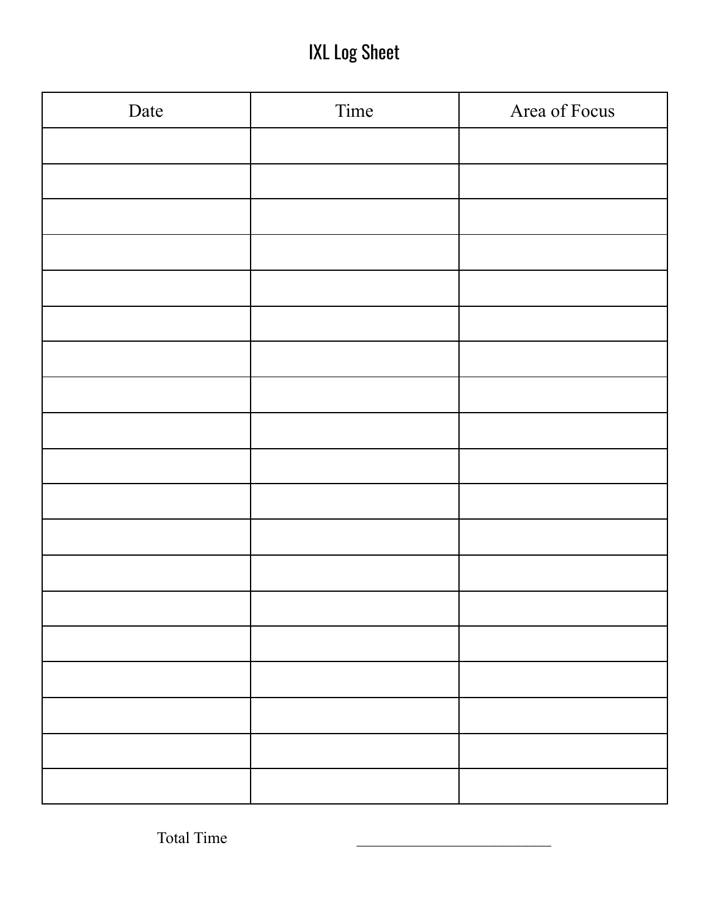# IXL Log Sheet

| Date | Time | Area of Focus |
|---|---|---|
| | | |
| | | |
| | | |
| | | |
| | | |
| | | |
| | | |
| | | |
| | | |
| | | |
| | | |
| | | |
| | | |
| | | |
| | | |
| | | |
| | | |
| | | |
| | | |

Total Time ________________________